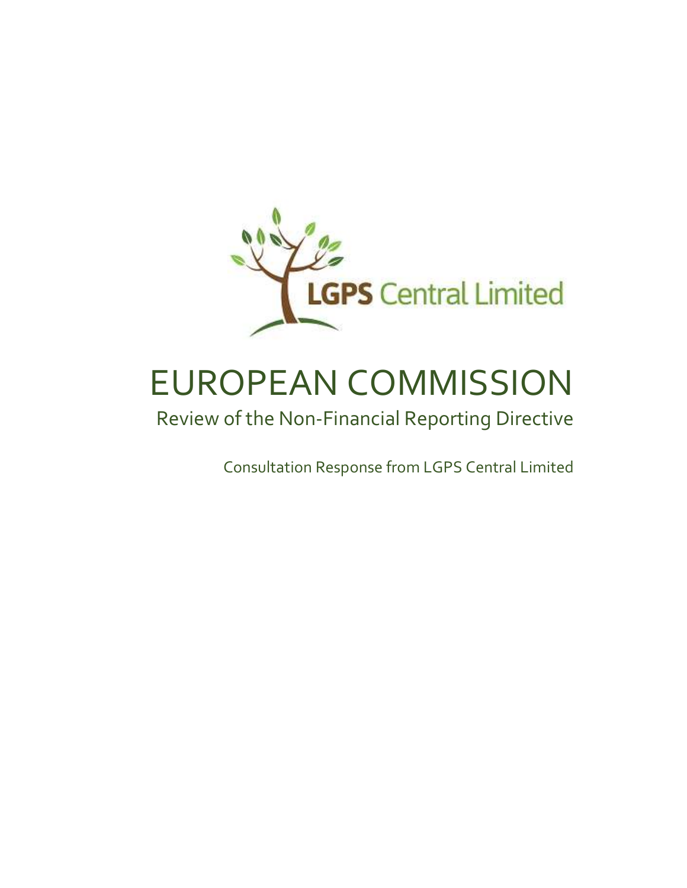LGPS Central Limited

# EUROPEAN COMMISSION

## Review of the Non-Financial Reporting Directive

Consultation Response from LGPS Central Limited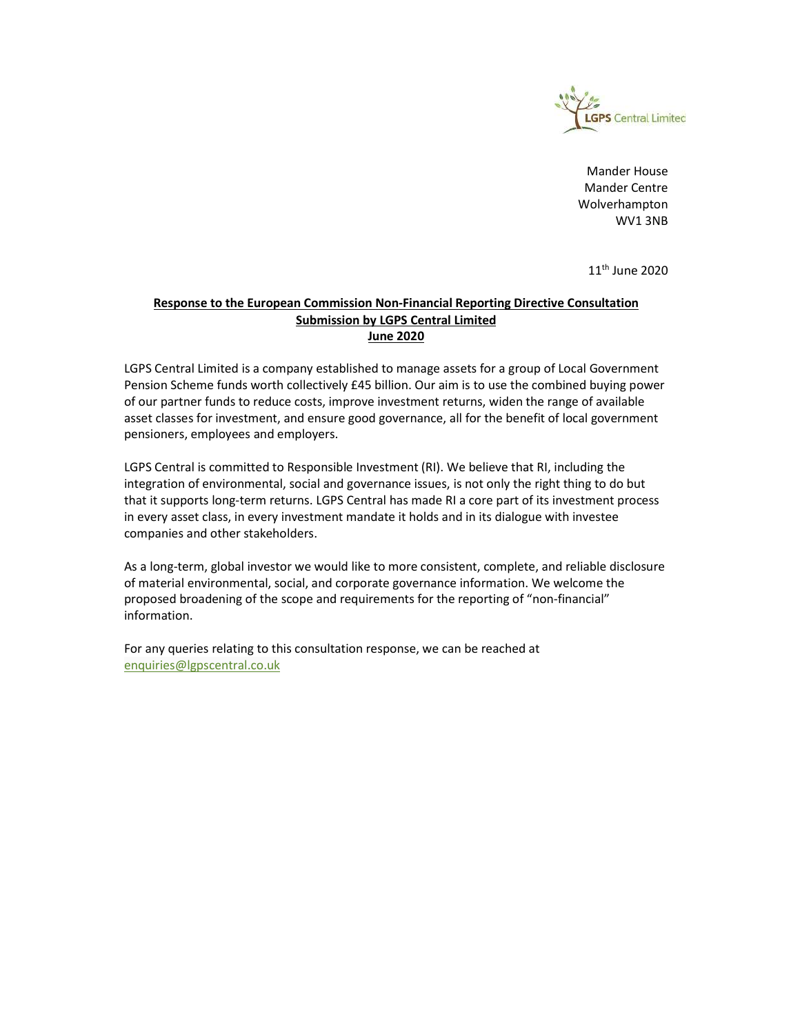Mander House
Mander Centre
Wolverhampton
WV1 3NB

11th June 2020

**Response to the European Commission Non-Financial Reporting Directive Consultation**
**Submission by LGPS Central Limited**
**June 2020**

LGPS Central Limited is a company established to manage assets for a group of Local Government Pension Scheme funds worth collectively £45 billion. Our aim is to use the combined buying power of our partner funds to reduce costs, improve investment returns, widen the range of available asset classes for investment, and ensure good governance, all for the benefit of local government pensioners, employees and employers.

LGPS Central is committed to Responsible Investment (RI). We believe that RI, including the integration of environmental, social and governance issues, is not only the right thing to do but that it supports long-term returns. LGPS Central has made RI a core part of its investment process in every asset class, in every investment mandate it holds and in its dialogue with investee companies and other stakeholders.

As a long-term, global investor we would like to more consistent, complete, and reliable disclosure of material environmental, social, and corporate governance information. We welcome the proposed broadening of the scope and requirements for the reporting of "non-financial" information.

For any queries relating to this consultation response, we can be reached at enquiries@lgpscentral.co.uk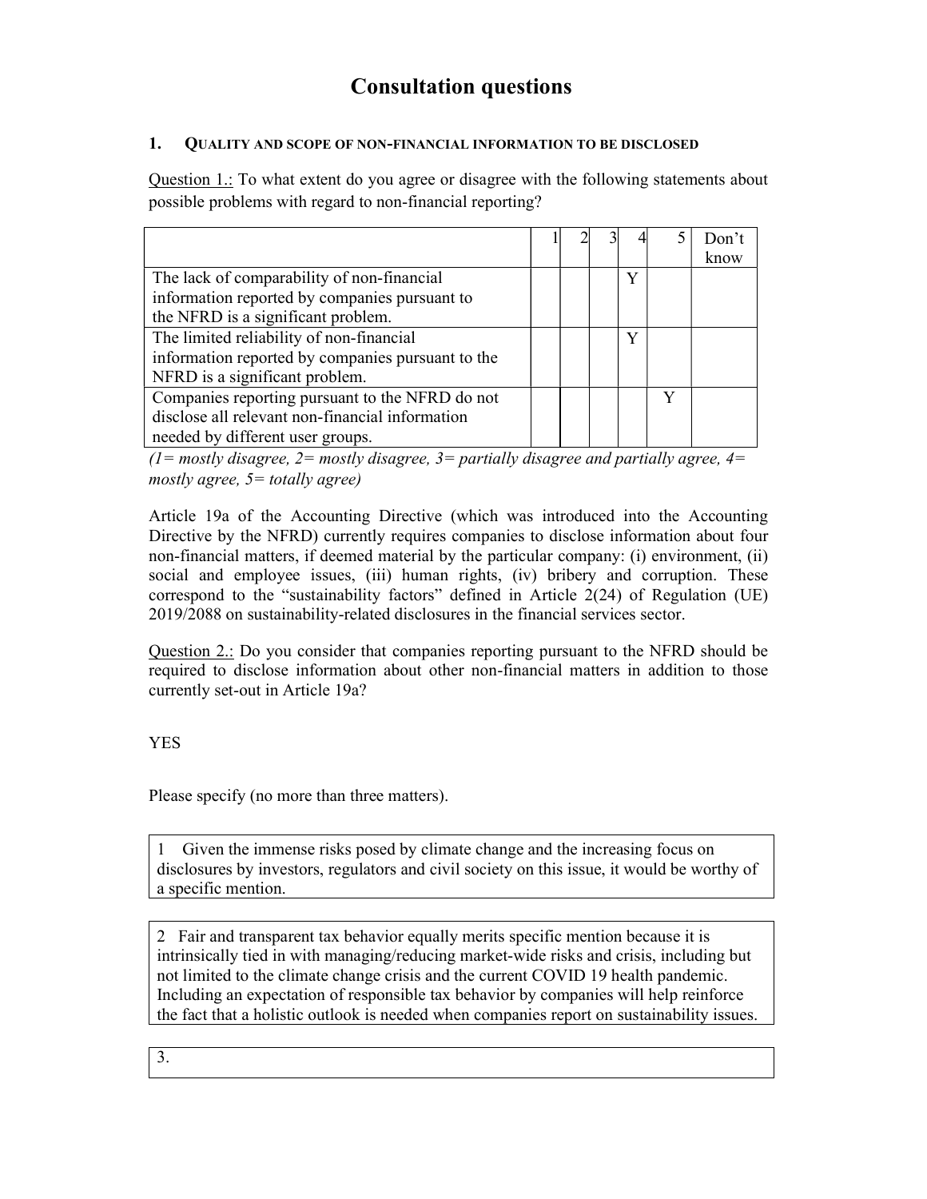# Consultation questions

## 1. Quality and scope of non-financial information to be disclosed

Question 1.: To what extent do you agree or disagree with the following statements about possible problems with regard to non-financial reporting?

| | 1 | 2 | 3 | 4 | 5 | Don't know |
|---|---|---|---|---|---|---|
| The lack of comparability of non-financial information reported by companies pursuant to the NFRD is a significant problem. | | | | Y | | |
| The limited reliability of non-financial information reported by companies pursuant to the NFRD is a significant problem. | | | | Y | | |
| Companies reporting pursuant to the NFRD do not disclose all relevant non-financial information needed by different user groups. | | | | | Y | |

*(1= mostly disagree, 2= mostly disagree, 3= partially disagree and partially agree, 4= mostly agree, 5= totally agree)*

Article 19a of the Accounting Directive (which was introduced into the Accounting Directive by the NFRD) currently requires companies to disclose information about four non-financial matters, if deemed material by the particular company: (i) environment, (ii) social and employee issues, (iii) human rights, (iv) bribery and corruption. These correspond to the "sustainability factors" defined in Article 2(24) of Regulation (UE) 2019/2088 on sustainability-related disclosures in the financial services sector.

Question 2.: Do you consider that companies reporting pursuant to the NFRD should be required to disclose information about other non-financial matters in addition to those currently set-out in Article 19a?

YES

Please specify (no more than three matters).

1 Given the immense risks posed by climate change and the increasing focus on disclosures by investors, regulators and civil society on this issue, it would be worthy of a specific mention.

2 Fair and transparent tax behavior equally merits specific mention because it is intrinsically tied in with managing/reducing market-wide risks and crisis, including but not limited to the climate change crisis and the current COVID 19 health pandemic. Including an expectation of responsible tax behavior by companies will help reinforce the fact that a holistic outlook is needed when companies report on sustainability issues.

3.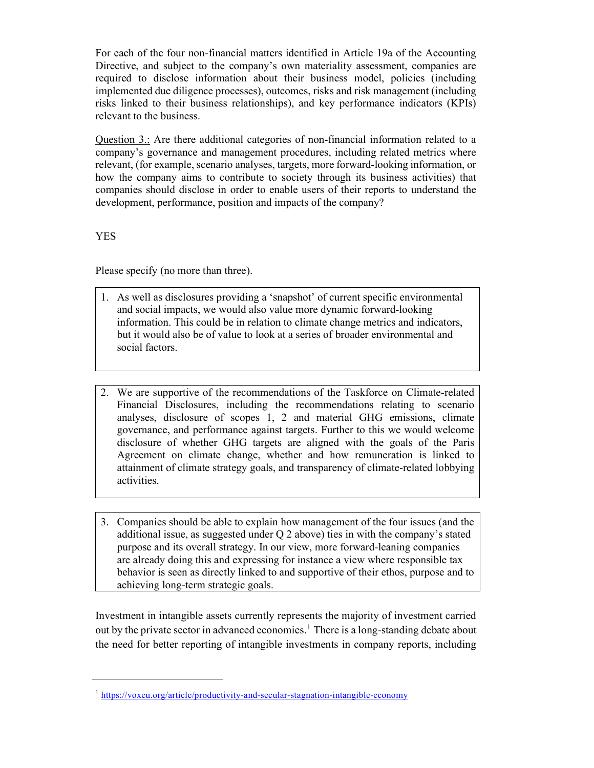For each of the four non-financial matters identified in Article 19a of the Accounting Directive, and subject to the company's own materiality assessment, companies are required to disclose information about their business model, policies (including implemented due diligence processes), outcomes, risks and risk management (including risks linked to their business relationships), and key performance indicators (KPIs) relevant to the business.

Question 3.: Are there additional categories of non-financial information related to a company's governance and management procedures, including related metrics where relevant, (for example, scenario analyses, targets, more forward-looking information, or how the company aims to contribute to society through its business activities) that companies should disclose in order to enable users of their reports to understand the development, performance, position and impacts of the company?

YES

Please specify (no more than three).

1. As well as disclosures providing a 'snapshot' of current specific environmental and social impacts, we would also value more dynamic forward-looking information. This could be in relation to climate change metrics and indicators, but it would also be of value to look at a series of broader environmental and social factors.

2. We are supportive of the recommendations of the Taskforce on Climate-related Financial Disclosures, including the recommendations relating to scenario analyses, disclosure of scopes 1, 2 and material GHG emissions, climate governance, and performance against targets. Further to this we would welcome disclosure of whether GHG targets are aligned with the goals of the Paris Agreement on climate change, whether and how remuneration is linked to attainment of climate strategy goals, and transparency of climate-related lobbying activities.

3. Companies should be able to explain how management of the four issues (and the additional issue, as suggested under Q 2 above) ties in with the company's stated purpose and its overall strategy. In our view, more forward-leaning companies are already doing this and expressing for instance a view where responsible tax behavior is seen as directly linked to and supportive of their ethos, purpose and to achieving long-term strategic goals.

Investment in intangible assets currently represents the majority of investment carried out by the private sector in advanced economies.[1] There is a long-standing debate about the need for better reporting of intangible investments in company reports, including

[1] https://voxeu.org/article/productivity-and-secular-stagnation-intangible-economy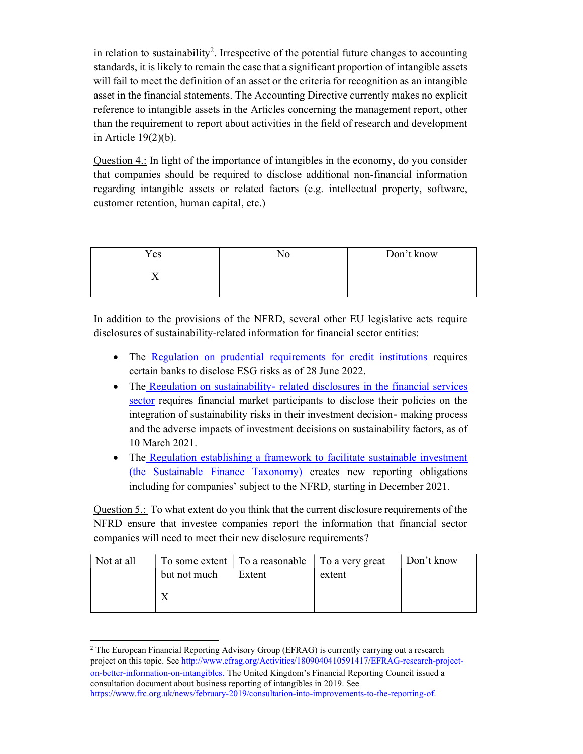in relation to sustainability[2]. Irrespective of the potential future changes to accounting standards, it is likely to remain the case that a significant proportion of intangible assets will fail to meet the definition of an asset or the criteria for recognition as an intangible asset in the financial statements. The Accounting Directive currently makes no explicit reference to intangible assets in the Articles concerning the management report, other than the requirement to report about activities in the field of research and development in Article 19(2)(b).

Question 4.: In light of the importance of intangibles in the economy, do you consider that companies should be required to disclose additional non-financial information regarding intangible assets or related factors (e.g. intellectual property, software, customer retention, human capital, etc.)

| Yes | No | Don't know |
|---|---|---|
| X | | |

In addition to the provisions of the NFRD, several other EU legislative acts require disclosures of sustainability-related information for financial sector entities:

- The [Regulation on prudential requirements for credit institutions] requires certain banks to disclose ESG risks as of 28 June 2022.
- The [Regulation on sustainability- related disclosures in the financial services sector] requires financial market participants to disclose their policies on the integration of sustainability risks in their investment decision- making process and the adverse impacts of investment decisions on sustainability factors, as of 10 March 2021.
- The [Regulation establishing a framework to facilitate sustainable investment (the Sustainable Finance Taxonomy)] creates new reporting obligations including for companies' subject to the NFRD, starting in December 2021.

Question 5.: To what extent do you think that the current disclosure requirements of the NFRD ensure that investee companies report the information that financial sector companies will need to meet their new disclosure requirements?

| Not at all | To some extent but not much | To a reasonable Extent | To a very great extent | Don't know |
|---|---|---|---|---|
| | X | | | |

[2] The European Financial Reporting Advisory Group (EFRAG) is currently carrying out a research project on this topic. See http://www.efrag.org/Activities/1809040410591417/EFRAG-research-project-on-better-information-on-intangibles. The United Kingdom's Financial Reporting Council issued a consultation document about business reporting of intangibles in 2019. See https://www.frc.org.uk/news/february-2019/consultation-into-improvements-to-the-reporting-of.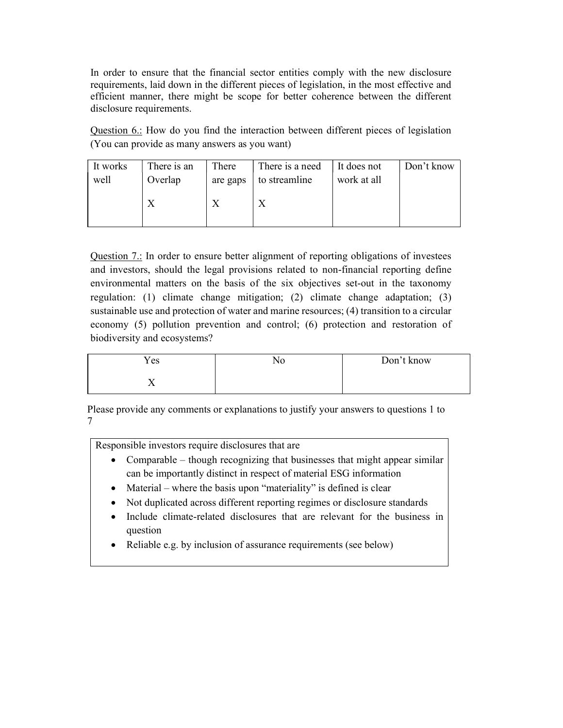In order to ensure that the financial sector entities comply with the new disclosure requirements, laid down in the different pieces of legislation, in the most effective and efficient manner, there might be scope for better coherence between the different disclosure requirements.

<u>Question 6.:</u> How do you find the interaction between different pieces of legislation (You can provide as many answers as you want)

| It works well | There is an Overlap | There are gaps | There is a need to streamline | It does not work at all | Don't know |
|---|---|---|---|---|---|
| | X | X | X | | |

<u>Question 7.:</u> In order to ensure better alignment of reporting obligations of investees and investors, should the legal provisions related to non-financial reporting define environmental matters on the basis of the six objectives set-out in the taxonomy regulation: (1) climate change mitigation; (2) climate change adaptation; (3) sustainable use and protection of water and marine resources; (4) transition to a circular economy (5) pollution prevention and control; (6) protection and restoration of biodiversity and ecosystems?

| Yes | No | Don't know |
|---|---|---|
| X | | |

Please provide any comments or explanations to justify your answers to questions 1 to 7

Responsible investors require disclosures that are

- Comparable – though recognizing that businesses that might appear similar can be importantly distinct in respect of material ESG information
- Material – where the basis upon "materiality" is defined is clear
- Not duplicated across different reporting regimes or disclosure standards
- Include climate-related disclosures that are relevant for the business in question
- Reliable e.g. by inclusion of assurance requirements (see below)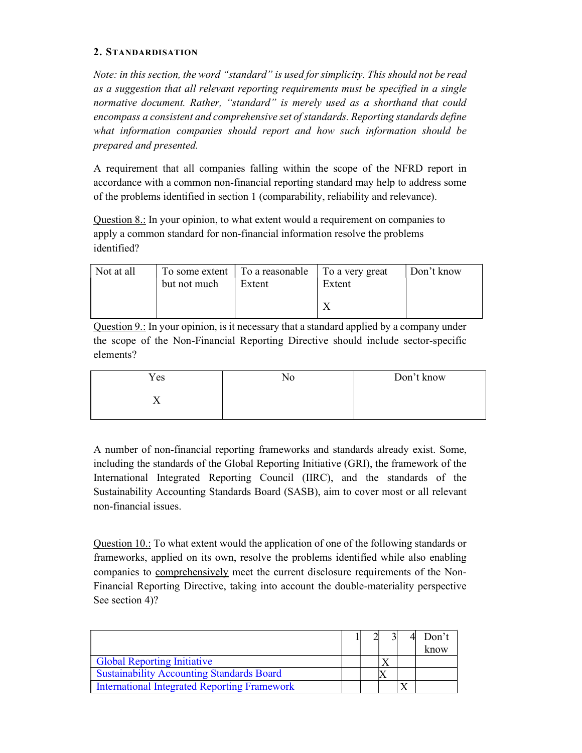## 2. Standardisation

*Note: in this section, the word "standard" is used for simplicity. This should not be read as a suggestion that all relevant reporting requirements must be specified in a single normative document. Rather, "standard" is merely used as a shorthand that could encompass a consistent and comprehensive set of standards. Reporting standards define what information companies should report and how such information should be prepared and presented.*

A requirement that all companies falling within the scope of the NFRD report in accordance with a common non-financial reporting standard may help to address some of the problems identified in section 1 (comparability, reliability and relevance).

<u>Question 8.:</u> In your opinion, to what extent would a requirement on companies to apply a common standard for non-financial information resolve the problems identified?

| Not at all | To some extent but not much | To a reasonable Extent | To a very great Extent | Don't know |
|---|---|---|---|---|
| | | | X | |

<u>Question 9.:</u> In your opinion, is it necessary that a standard applied by a company under the scope of the Non-Financial Reporting Directive should include sector-specific elements?

| Yes | No | Don't know |
|---|---|---|
| X | | |

A number of non-financial reporting frameworks and standards already exist. Some, including the standards of the Global Reporting Initiative (GRI), the framework of the International Integrated Reporting Council (IIRC), and the standards of the Sustainability Accounting Standards Board (SASB), aim to cover most or all relevant non-financial issues.

<u>Question 10.:</u> To what extent would the application of one of the following standards or frameworks, applied on its own, resolve the problems identified while also enabling companies to <u>comprehensively</u> meet the current disclosure requirements of the Non-Financial Reporting Directive, taking into account the double-materiality perspective See section 4)?

| | 1 | 2 | 3 | 4 | Don't know |
|---|---|---|---|---|---|
| Global Reporting Initiative | | | X | | |
| Sustainability Accounting Standards Board | | | X | | |
| International Integrated Reporting Framework | | | | X | |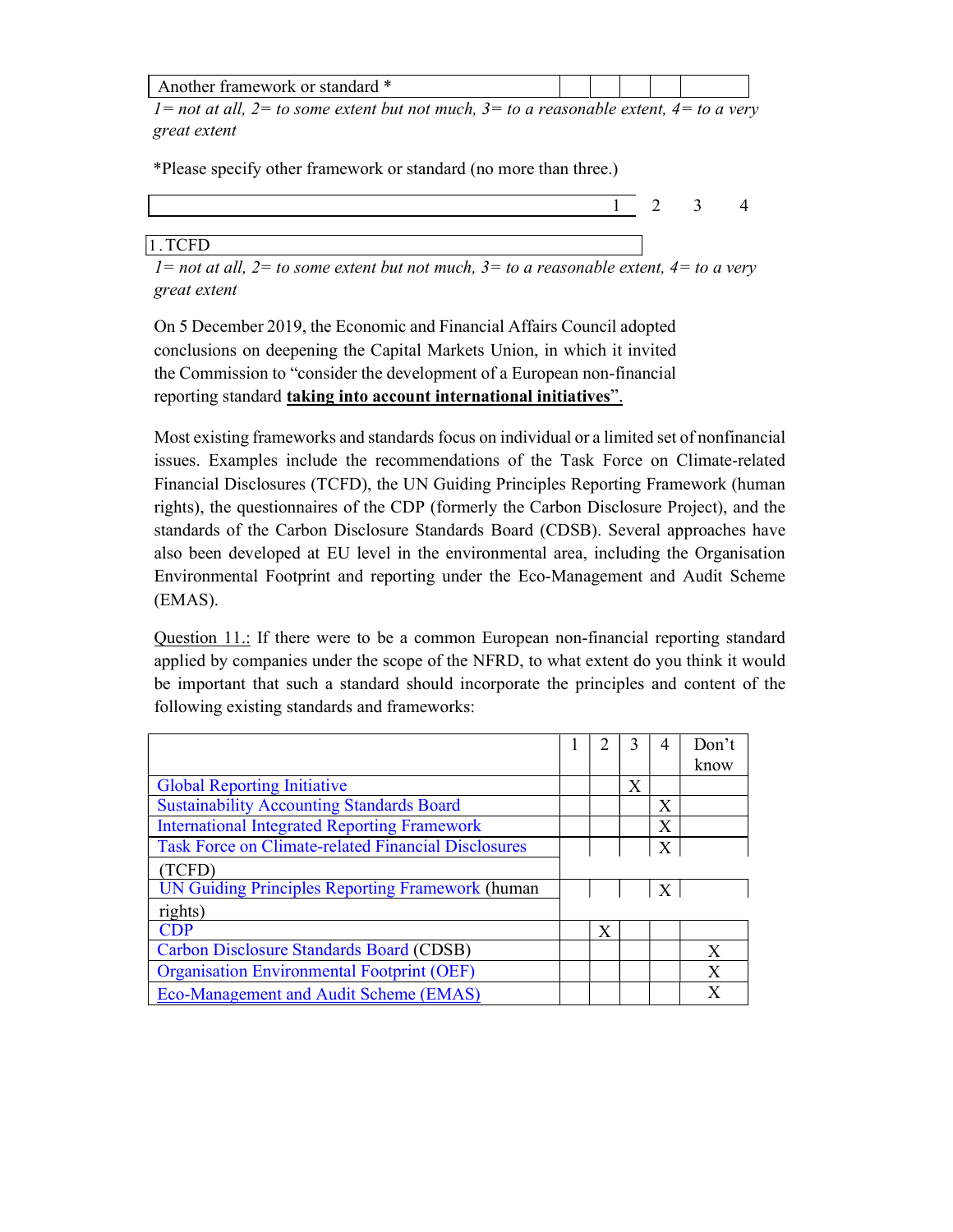| Another framework or standard * | | | | | |
|---|---|---|---|---|---|

*1= not at all, 2= to some extent but not much, 3= to a reasonable extent, 4= to a very great extent*

*Please specify other framework or standard (no more than three.)

| | 1 | 2 | 3 | 4 |
|---|---|---|---|---|
| 1. TCFD | | | | |

*1= not at all, 2= to some extent but not much, 3= to a reasonable extent, 4= to a very great extent*

On 5 December 2019, the Economic and Financial Affairs Council adopted conclusions on deepening the Capital Markets Union, in which it invited the Commission to "consider the development of a European non-financial reporting standard **taking into account international initiatives**".

Most existing frameworks and standards focus on individual or a limited set of nonfinancial issues. Examples include the recommendations of the Task Force on Climate-related Financial Disclosures (TCFD), the UN Guiding Principles Reporting Framework (human rights), the questionnaires of the CDP (formerly the Carbon Disclosure Project), and the standards of the Carbon Disclosure Standards Board (CDSB). Several approaches have also been developed at EU level in the environmental area, including the Organisation Environmental Footprint and reporting under the Eco-Management and Audit Scheme (EMAS).

Question 11.: If there were to be a common European non-financial reporting standard applied by companies under the scope of the NFRD, to what extent do you think it would be important that such a standard should incorporate the principles and content of the following existing standards and frameworks:

| | 1 | 2 | 3 | 4 | Don't know |
|---|---|---|---|---|---|
| Global Reporting Initiative | | | X | | |
| Sustainability Accounting Standards Board | | | | X | |
| International Integrated Reporting Framework | | | | X | |
| Task Force on Climate-related Financial Disclosures (TCFD) | | | | X | |
| UN Guiding Principles Reporting Framework (human rights) | | | | X | |
| CDP | | X | | | |
| Carbon Disclosure Standards Board (CDSB) | | | | | X |
| Organisation Environmental Footprint (OEF) | | | | | X |
| Eco-Management and Audit Scheme (EMAS) | | | | | X |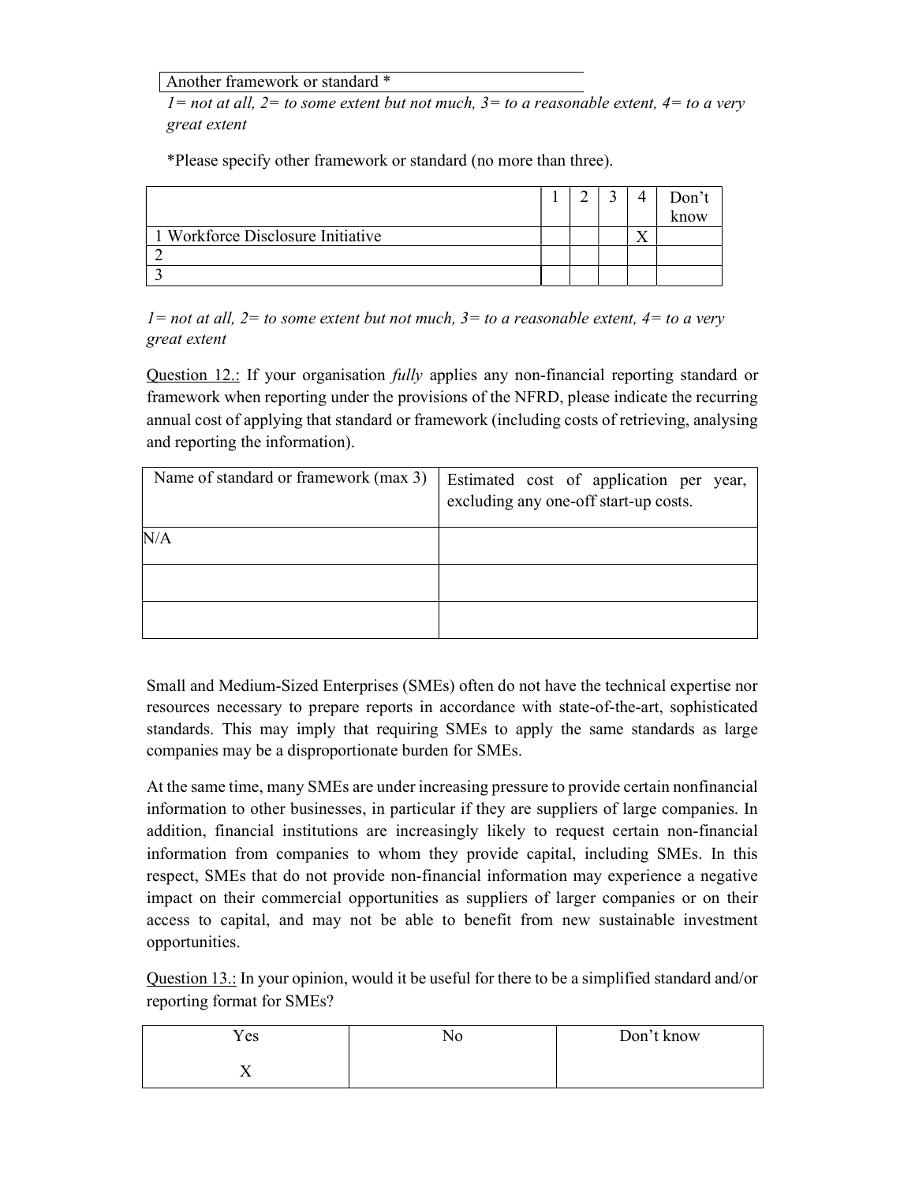| Another framework or standard * |
|---|

*1= not at all, 2= to some extent but not much, 3= to a reasonable extent, 4= to a very great extent*

*Please specify other framework or standard (no more than three).

| | 1 | 2 | 3 | 4 | Don't know |
|---|---|---|---|---|---|
| 1 Workforce Disclosure Initiative | | | | X | |
| 2 | | | | | |
| 3 | | | | | |

*1= not at all, 2= to some extent but not much, 3= to a reasonable extent, 4= to a very great extent*

Question 12.: If your organisation *fully* applies any non-financial reporting standard or framework when reporting under the provisions of the NFRD, please indicate the recurring annual cost of applying that standard or framework (including costs of retrieving, analysing and reporting the information).

| Name of standard or framework (max 3) | Estimated cost of application per year, excluding any one-off start-up costs. |
|---|---|
| N/A | |
| | |
| | |

Small and Medium-Sized Enterprises (SMEs) often do not have the technical expertise nor resources necessary to prepare reports in accordance with state-of-the-art, sophisticated standards. This may imply that requiring SMEs to apply the same standards as large companies may be a disproportionate burden for SMEs.

At the same time, many SMEs are under increasing pressure to provide certain nonfinancial information to other businesses, in particular if they are suppliers of large companies. In addition, financial institutions are increasingly likely to request certain non-financial information from companies to whom they provide capital, including SMEs. In this respect, SMEs that do not provide non-financial information may experience a negative impact on their commercial opportunities as suppliers of larger companies or on their access to capital, and may not be able to benefit from new sustainable investment opportunities.

Question 13.: In your opinion, would it be useful for there to be a simplified standard and/or reporting format for SMEs?

| Yes | No | Don't know |
|---|---|---|
| X | | |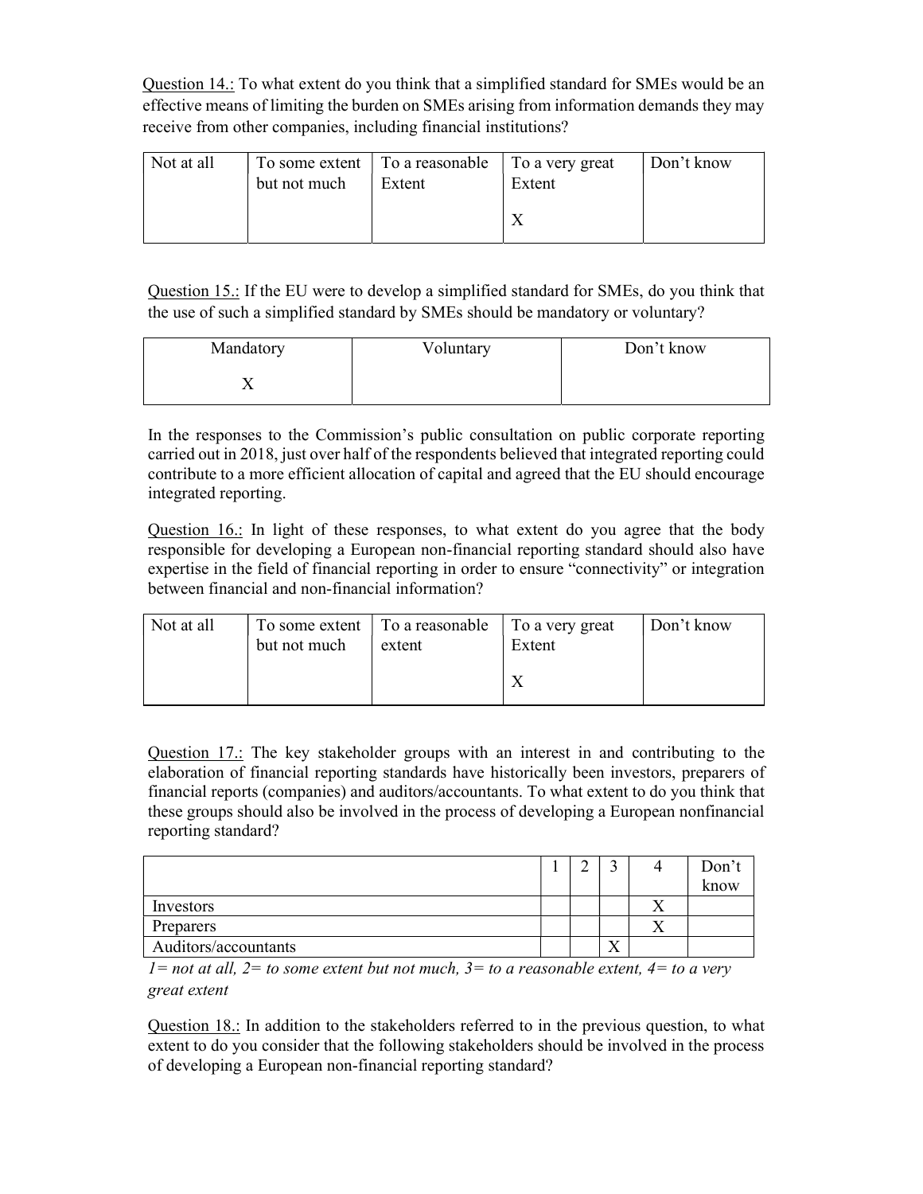Question 14.: To what extent do you think that a simplified standard for SMEs would be an effective means of limiting the burden on SMEs arising from information demands they may receive from other companies, including financial institutions?

| Not at all | To some extent but not much | To a reasonable Extent | To a very great Extent | Don't know |
|---|---|---|---|---|
| | | | X | |

Question 15.: If the EU were to develop a simplified standard for SMEs, do you think that the use of such a simplified standard by SMEs should be mandatory or voluntary?

| Mandatory | Voluntary | Don't know |
|---|---|---|
| X | | |

In the responses to the Commission's public consultation on public corporate reporting carried out in 2018, just over half of the respondents believed that integrated reporting could contribute to a more efficient allocation of capital and agreed that the EU should encourage integrated reporting.

Question 16.: In light of these responses, to what extent do you agree that the body responsible for developing a European non-financial reporting standard should also have expertise in the field of financial reporting in order to ensure "connectivity" or integration between financial and non-financial information?

| Not at all | To some extent but not much | To a reasonable extent | To a very great Extent | Don't know |
|---|---|---|---|---|
| | | | X | |

Question 17.: The key stakeholder groups with an interest in and contributing to the elaboration of financial reporting standards have historically been investors, preparers of financial reports (companies) and auditors/accountants. To what extent to do you think that these groups should also be involved in the process of developing a European nonfinancial reporting standard?

| | 1 | 2 | 3 | 4 | Don't know |
|---|---|---|---|---|---|
| Investors | | | | X | |
| Preparers | | | | X | |
| Auditors/accountants | | | X | | |

*1= not at all, 2= to some extent but not much, 3= to a reasonable extent, 4= to a very great extent*

Question 18.: In addition to the stakeholders referred to in the previous question, to what extent to do you consider that the following stakeholders should be involved in the process of developing a European non-financial reporting standard?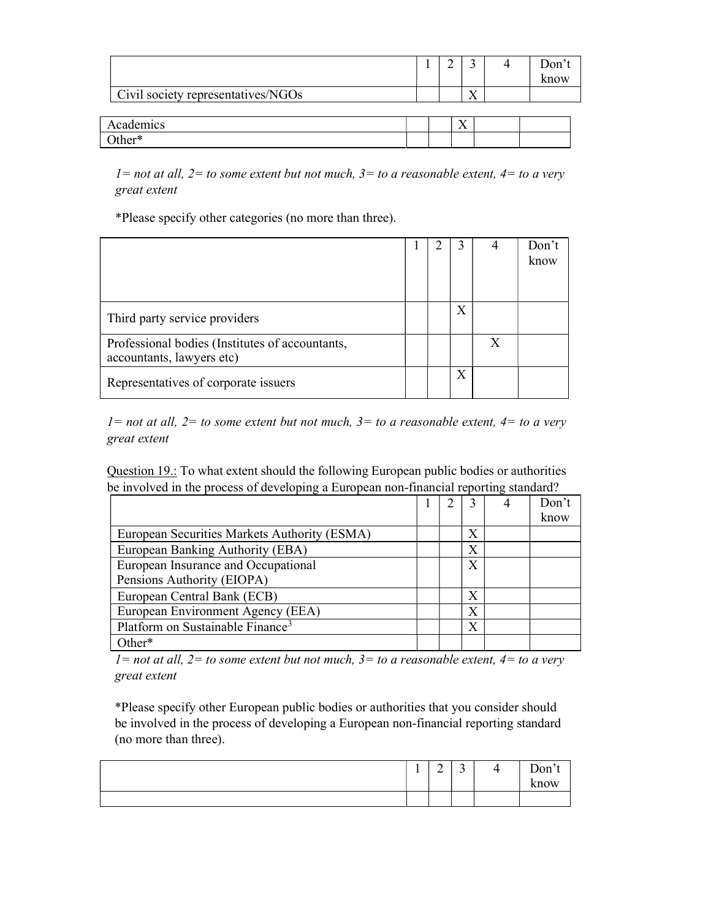| | 1 | 2 | 3 | 4 | Don't know |
|---|---|---|---|---|---|
| Civil society representatives/NGOs | | | X | | |
| Academics | | | X | | |
| Other* | | | | | |

*1= not at all, 2= to some extent but not much, 3= to a reasonable extent, 4= to a very great extent*

*Please specify other categories (no more than three).

| | 1 | 2 | 3 | 4 | Don't know |
|---|---|---|---|---|---|
| Third party service providers | | | X | | |
| Professional bodies (Institutes of accountants, accountants, lawyers etc) | | | | X | |
| Representatives of corporate issuers | | | X | | |

*1= not at all, 2= to some extent but not much, 3= to a reasonable extent, 4= to a very great extent*

Question 19.: To what extent should the following European public bodies or authorities be involved in the process of developing a European non-financial reporting standard?

| | 1 | 2 | 3 | 4 | Don't know |
|---|---|---|---|---|---|
| European Securities Markets Authority (ESMA) | | | X | | |
| European Banking Authority (EBA) | | | X | | |
| European Insurance and Occupational Pensions Authority (EIOPA) | | | X | | |
| European Central Bank (ECB) | | | X | | |
| European Environment Agency (EEA) | | | X | | |
| Platform on Sustainable Finance[3] | | | X | | |
| Other* | | | | | |

*1= not at all, 2= to some extent but not much, 3= to a reasonable extent, 4= to a very great extent*

*Please specify other European public bodies or authorities that you consider should be involved in the process of developing a European non-financial reporting standard (no more than three).

| | 1 | 2 | 3 | 4 | Don't know |
|---|---|---|---|---|---|
| | | | | | |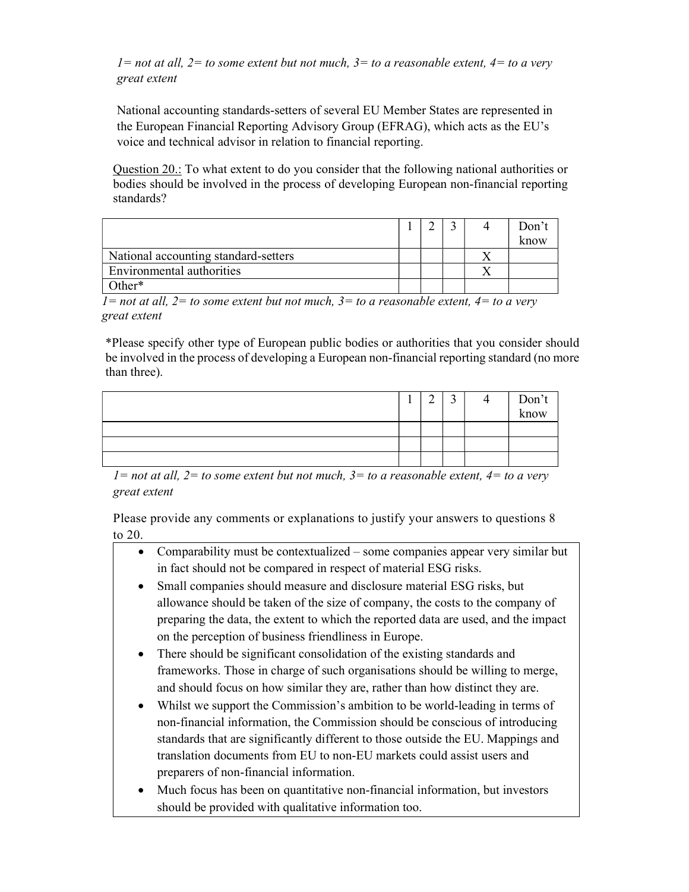*1= not at all, 2= to some extent but not much, 3= to a reasonable extent, 4= to a very great extent*

National accounting standards-setters of several EU Member States are represented in the European Financial Reporting Advisory Group (EFRAG), which acts as the EU's voice and technical advisor in relation to financial reporting.

Question 20.: To what extent to do you consider that the following national authorities or bodies should be involved in the process of developing European non-financial reporting standards?

| | 1 | 2 | 3 | 4 | Don't know |
|---|---|---|---|---|---|
| National accounting standard-setters | | | | X | |
| Environmental authorities | | | | X | |
| Other* | | | | | |

*1= not at all, 2= to some extent but not much, 3= to a reasonable extent, 4= to a very great extent*

*Please specify other type of European public bodies or authorities that you consider should be involved in the process of developing a European non-financial reporting standard (no more than three).

| | 1 | 2 | 3 | 4 | Don't know |
|---|---|---|---|---|---|
| | | | | | |
| | | | | | |
| | | | | | |

*1= not at all, 2= to some extent but not much, 3= to a reasonable extent, 4= to a very great extent*

Please provide any comments or explanations to justify your answers to questions 8 to 20.

- Comparability must be contextualized – some companies appear very similar but in fact should not be compared in respect of material ESG risks.
- Small companies should measure and disclosure material ESG risks, but allowance should be taken of the size of company, the costs to the company of preparing the data, the extent to which the reported data are used, and the impact on the perception of business friendliness in Europe.
- There should be significant consolidation of the existing standards and frameworks. Those in charge of such organisations should be willing to merge, and should focus on how similar they are, rather than how distinct they are.
- Whilst we support the Commission's ambition to be world-leading in terms of non-financial information, the Commission should be conscious of introducing standards that are significantly different to those outside the EU. Mappings and translation documents from EU to non-EU markets could assist users and preparers of non-financial information.
- Much focus has been on quantitative non-financial information, but investors should be provided with qualitative information too.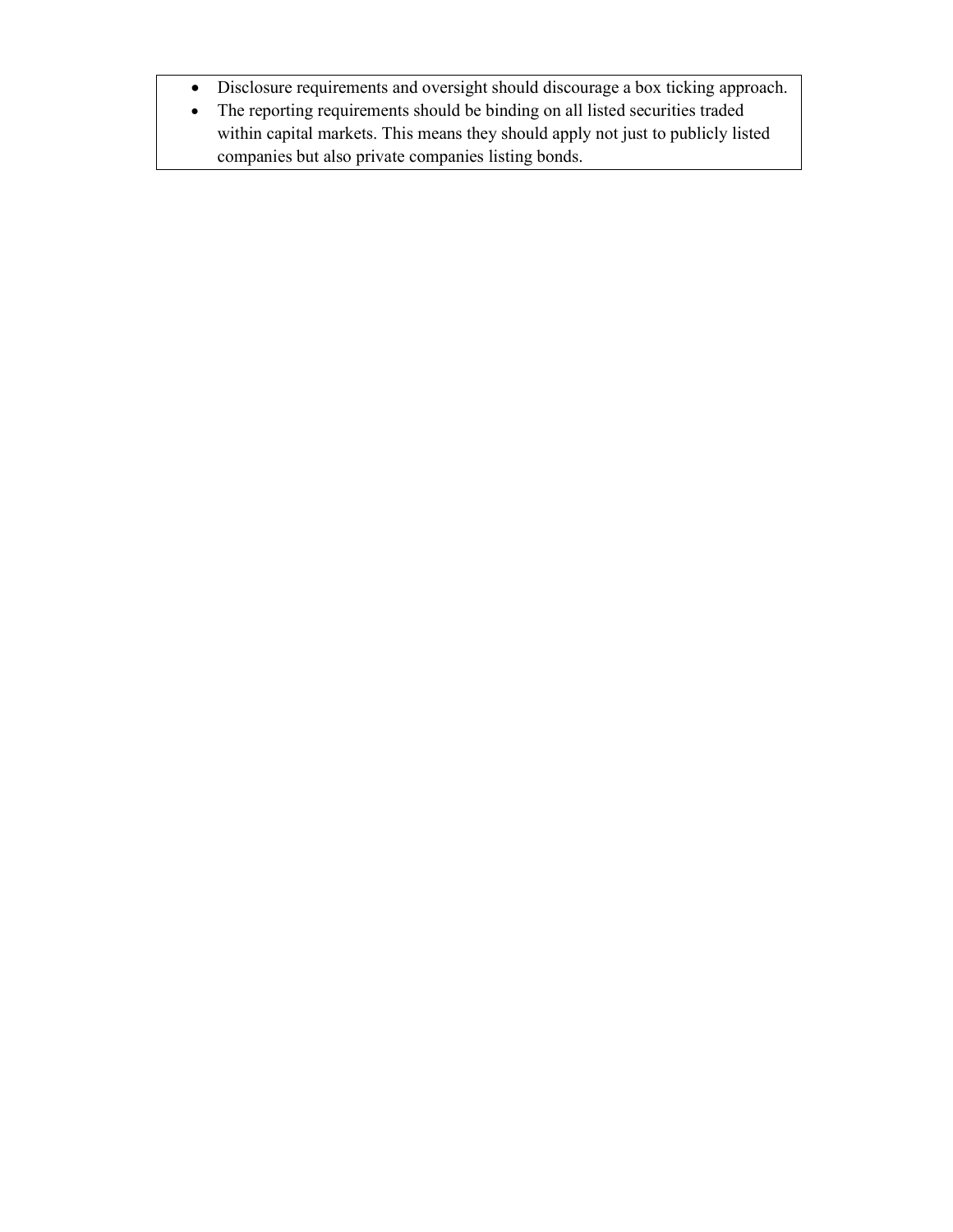- Disclosure requirements and oversight should discourage a box ticking approach.
- The reporting requirements should be binding on all listed securities traded within capital markets. This means they should apply not just to publicly listed companies but also private companies listing bonds.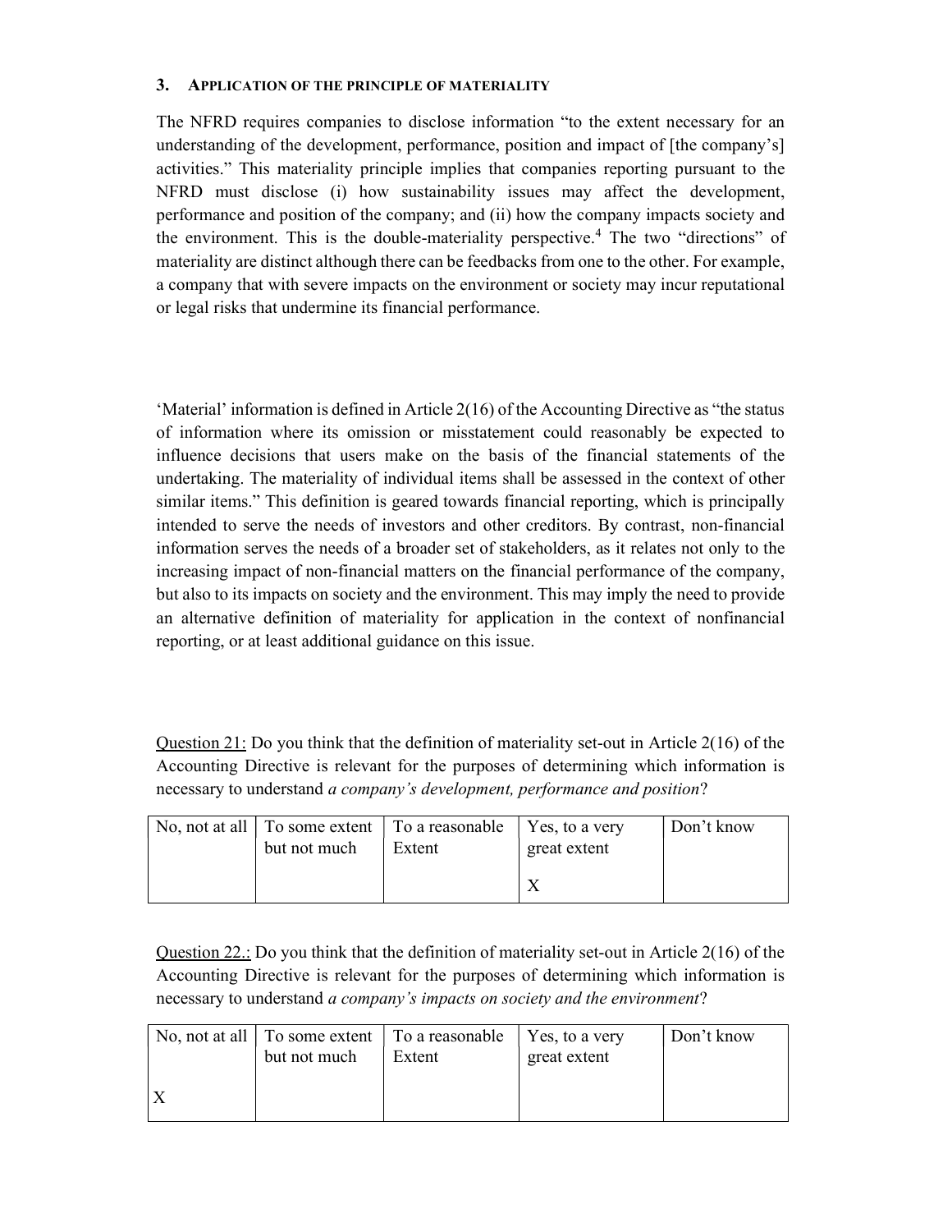## 3. Application of the Principle of Materiality

The NFRD requires companies to disclose information "to the extent necessary for an understanding of the development, performance, position and impact of [the company's] activities." This materiality principle implies that companies reporting pursuant to the NFRD must disclose (i) how sustainability issues may affect the development, performance and position of the company; and (ii) how the company impacts society and the environment. This is the double-materiality perspective.[4] The two "directions" of materiality are distinct although there can be feedbacks from one to the other. For example, a company that with severe impacts on the environment or society may incur reputational or legal risks that undermine its financial performance.

'Material' information is defined in Article 2(16) of the Accounting Directive as "the status of information where its omission or misstatement could reasonably be expected to influence decisions that users make on the basis of the financial statements of the undertaking. The materiality of individual items shall be assessed in the context of other similar items." This definition is geared towards financial reporting, which is principally intended to serve the needs of investors and other creditors. By contrast, non-financial information serves the needs of a broader set of stakeholders, as it relates not only to the increasing impact of non-financial matters on the financial performance of the company, but also to its impacts on society and the environment. This may imply the need to provide an alternative definition of materiality for application in the context of nonfinancial reporting, or at least additional guidance on this issue.

<u>Question 21:</u> Do you think that the definition of materiality set-out in Article 2(16) of the Accounting Directive is relevant for the purposes of determining which information is necessary to understand *a company's development, performance and position*?

| No, not at all | To some extent but not much | To a reasonable Extent | Yes, to a very great extent | Don't know |
|---|---|---|---|---|
| | | | X | |

<u>Question 22.:</u> Do you think that the definition of materiality set-out in Article 2(16) of the Accounting Directive is relevant for the purposes of determining which information is necessary to understand *a company's impacts on society and the environment*?

| No, not at all | To some extent but not much | To a reasonable Extent | Yes, to a very great extent | Don't know |
|---|---|---|---|---|
| X | | | | |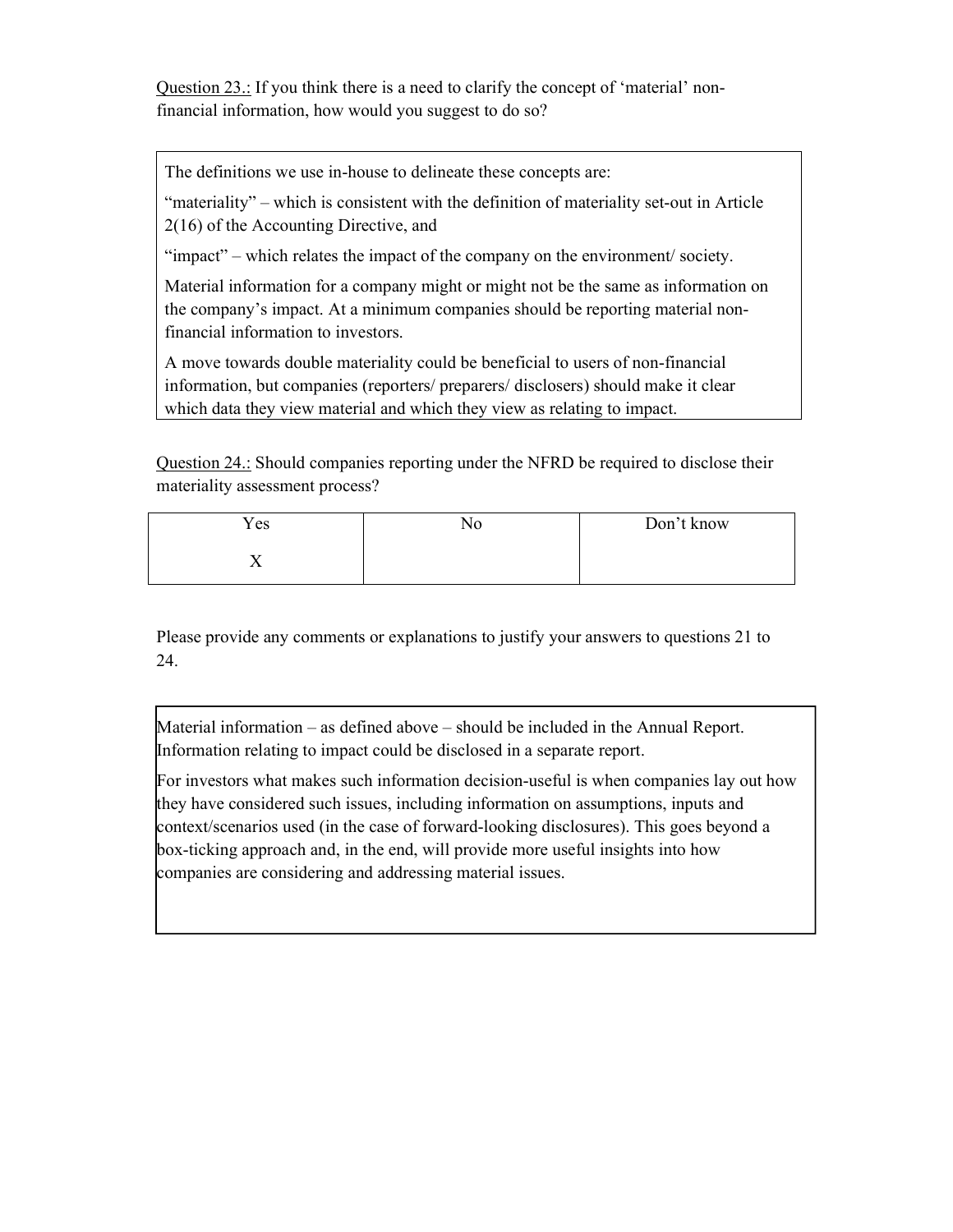<u>Question 23.:</u> If you think there is a need to clarify the concept of 'material' non-financial information, how would you suggest to do so?

> The definitions we use in-house to delineate these concepts are:
>
> "materiality" – which is consistent with the definition of materiality set-out in Article 2(16) of the Accounting Directive, and
>
> "impact" – which relates the impact of the company on the environment/ society.
>
> Material information for a company might or might not be the same as information on the company's impact. At a minimum companies should be reporting material non-financial information to investors.
>
> A move towards double materiality could be beneficial to users of non-financial information, but companies (reporters/ preparers/ disclosers) should make it clear which data they view material and which they view as relating to impact.

<u>Question 24.:</u> Should companies reporting under the NFRD be required to disclose their materiality assessment process?

| Yes | No | Don't know |
|---|---|---|
| X | | |

Please provide any comments or explanations to justify your answers to questions 21 to 24.

> Material information – as defined above – should be included in the Annual Report. Information relating to impact could be disclosed in a separate report.
>
> For investors what makes such information decision-useful is when companies lay out how they have considered such issues, including information on assumptions, inputs and context/scenarios used (in the case of forward-looking disclosures). This goes beyond a box-ticking approach and, in the end, will provide more useful insights into how companies are considering and addressing material issues.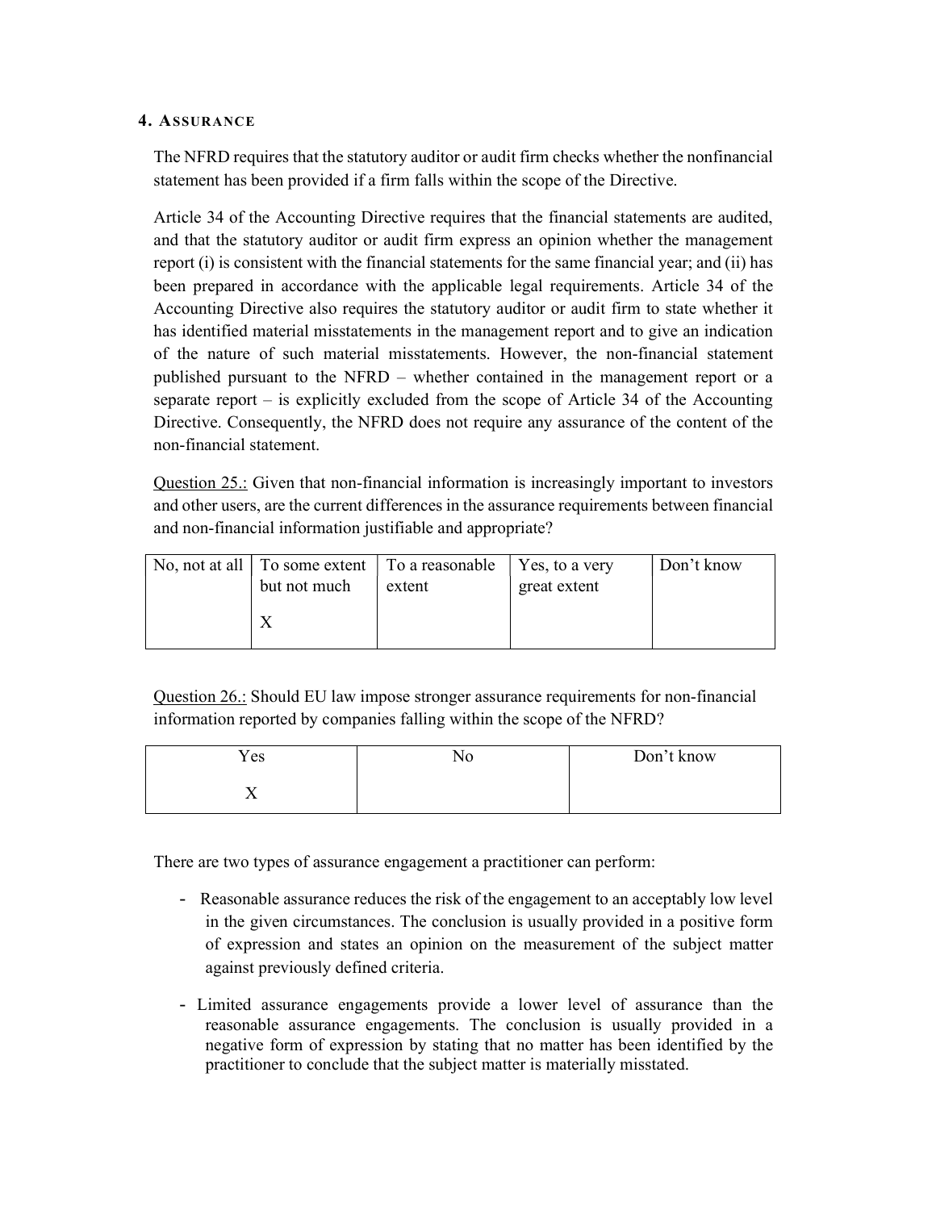## 4. Assurance

The NFRD requires that the statutory auditor or audit firm checks whether the nonfinancial statement has been provided if a firm falls within the scope of the Directive.

Article 34 of the Accounting Directive requires that the financial statements are audited, and that the statutory auditor or audit firm express an opinion whether the management report (i) is consistent with the financial statements for the same financial year; and (ii) has been prepared in accordance with the applicable legal requirements. Article 34 of the Accounting Directive also requires the statutory auditor or audit firm to state whether it has identified material misstatements in the management report and to give an indication of the nature of such material misstatements. However, the non-financial statement published pursuant to the NFRD – whether contained in the management report or a separate report – is explicitly excluded from the scope of Article 34 of the Accounting Directive. Consequently, the NFRD does not require any assurance of the content of the non-financial statement.

Question 25.: Given that non-financial information is increasingly important to investors and other users, are the current differences in the assurance requirements between financial and non-financial information justifiable and appropriate?

| No, not at all | To some extent but not much | To a reasonable extent | Yes, to a very great extent | Don't know |
|---|---|---|---|---|
| | X | | | |

Question 26.: Should EU law impose stronger assurance requirements for non-financial information reported by companies falling within the scope of the NFRD?

| Yes | No | Don't know |
|---|---|---|
| X | | |

There are two types of assurance engagement a practitioner can perform:

- Reasonable assurance reduces the risk of the engagement to an acceptably low level in the given circumstances. The conclusion is usually provided in a positive form of expression and states an opinion on the measurement of the subject matter against previously defined criteria.
- Limited assurance engagements provide a lower level of assurance than the reasonable assurance engagements. The conclusion is usually provided in a negative form of expression by stating that no matter has been identified by the practitioner to conclude that the subject matter is materially misstated.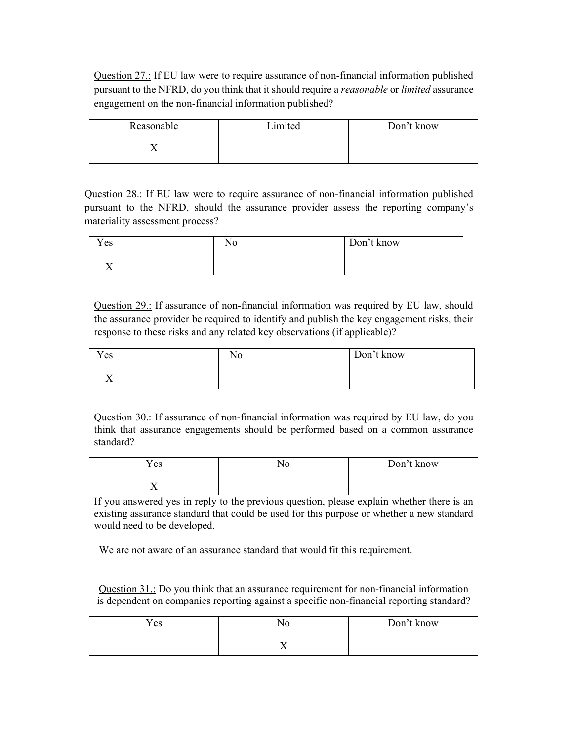Question 27.: If EU law were to require assurance of non-financial information published pursuant to the NFRD, do you think that it should require a *reasonable* or *limited* assurance engagement on the non-financial information published?

| Reasonable | Limited | Don't know |
|---|---|---|
| X | | |

Question 28.: If EU law were to require assurance of non-financial information published pursuant to the NFRD, should the assurance provider assess the reporting company's materiality assessment process?

| Yes | No | Don't know |
|---|---|---|
| X | | |

Question 29.: If assurance of non-financial information was required by EU law, should the assurance provider be required to identify and publish the key engagement risks, their response to these risks and any related key observations (if applicable)?

| Yes | No | Don't know |
|---|---|---|
| X | | |

Question 30.: If assurance of non-financial information was required by EU law, do you think that assurance engagements should be performed based on a common assurance standard?

| Yes | No | Don't know |
|---|---|---|
| X | | |

If you answered yes in reply to the previous question, please explain whether there is an existing assurance standard that could be used for this purpose or whether a new standard would need to be developed.

| We are not aware of an assurance standard that would fit this requirement. |
|---|

Question 31.: Do you think that an assurance requirement for non-financial information is dependent on companies reporting against a specific non-financial reporting standard?

| Yes | No | Don't know |
|---|---|---|
| | X | |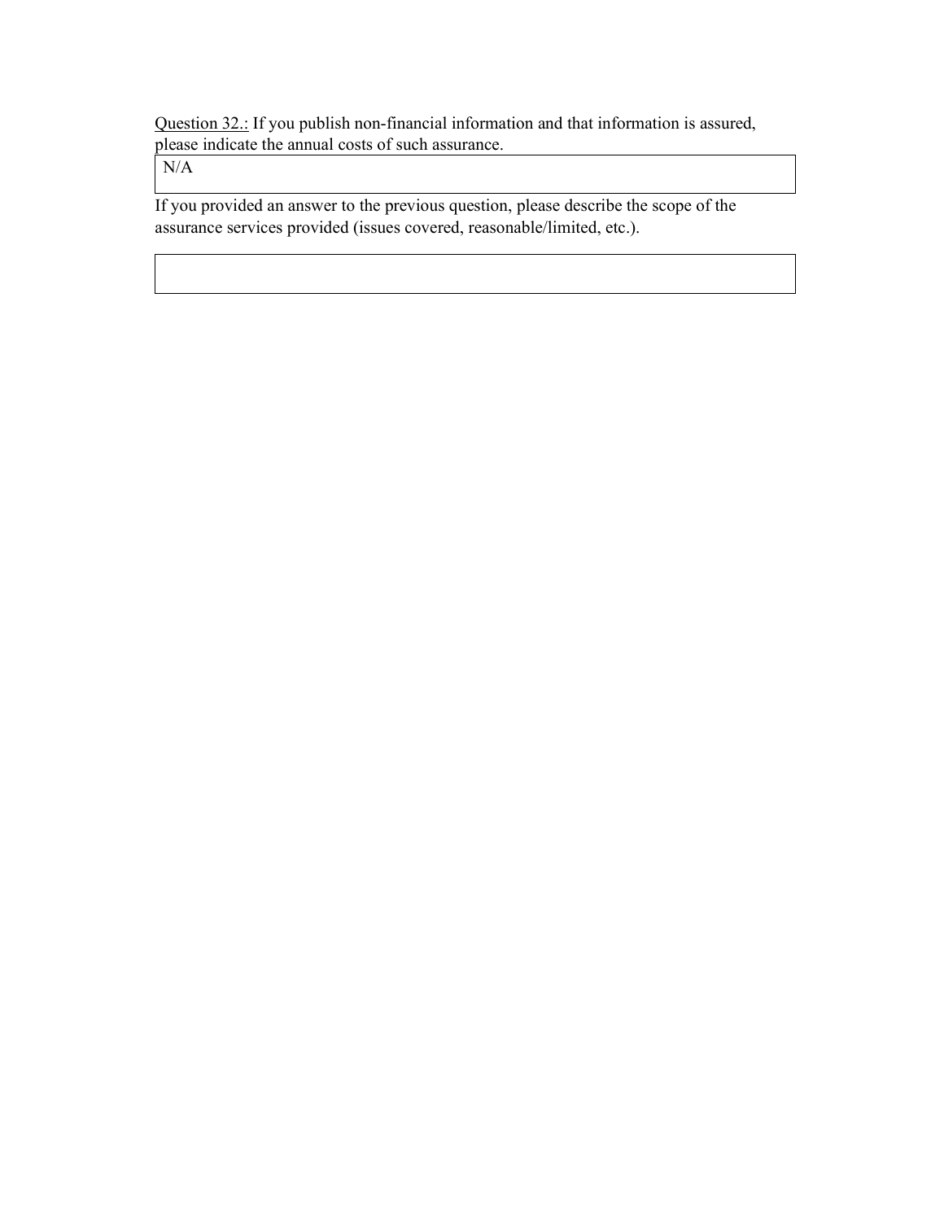<u>Question 32.:</u> If you publish non-financial information and that information is assured, please indicate the annual costs of such assurance.

| N/A |
|---|

If you provided an answer to the previous question, please describe the scope of the assurance services provided (issues covered, reasonable/limited, etc.).

| |
|---|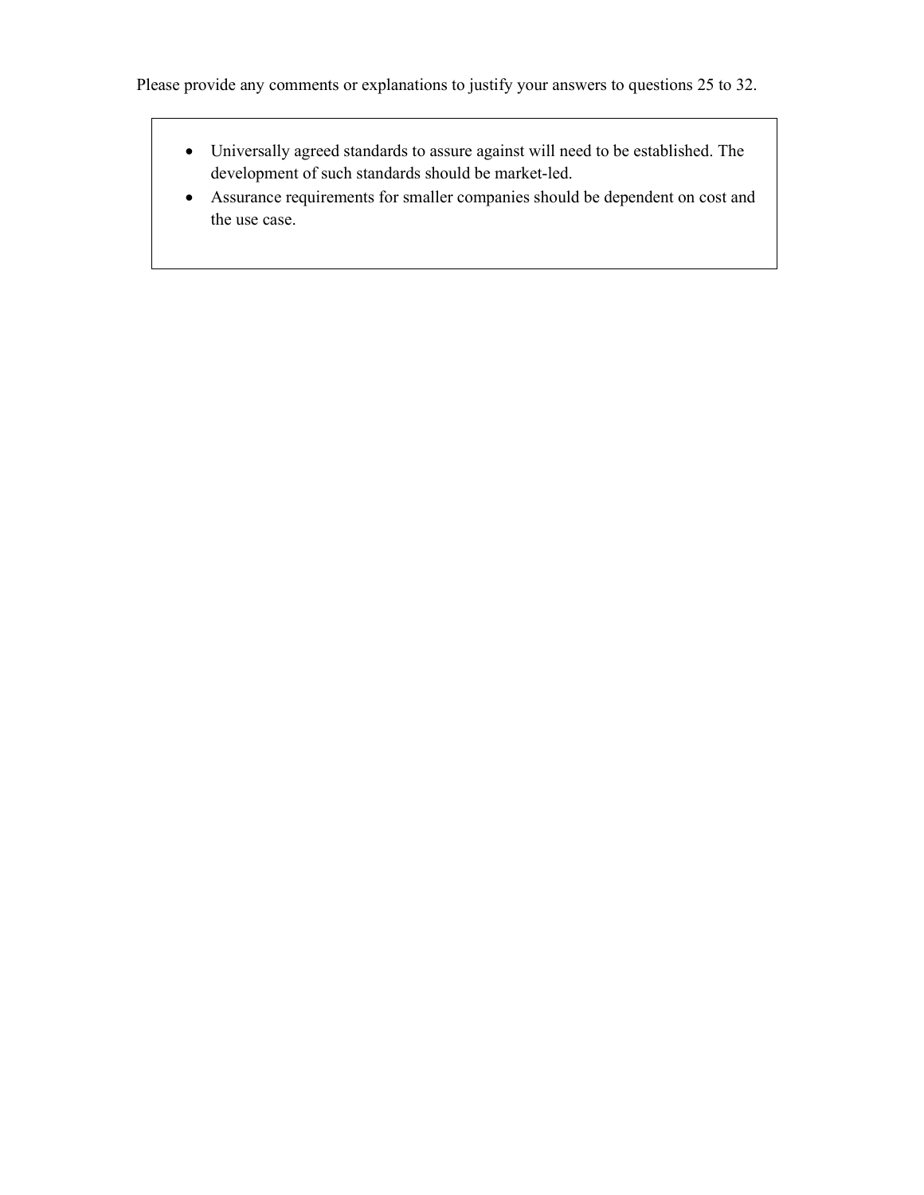Please provide any comments or explanations to justify your answers to questions 25 to 32.

- Universally agreed standards to assure against will need to be established. The development of such standards should be market-led.
- Assurance requirements for smaller companies should be dependent on cost and the use case.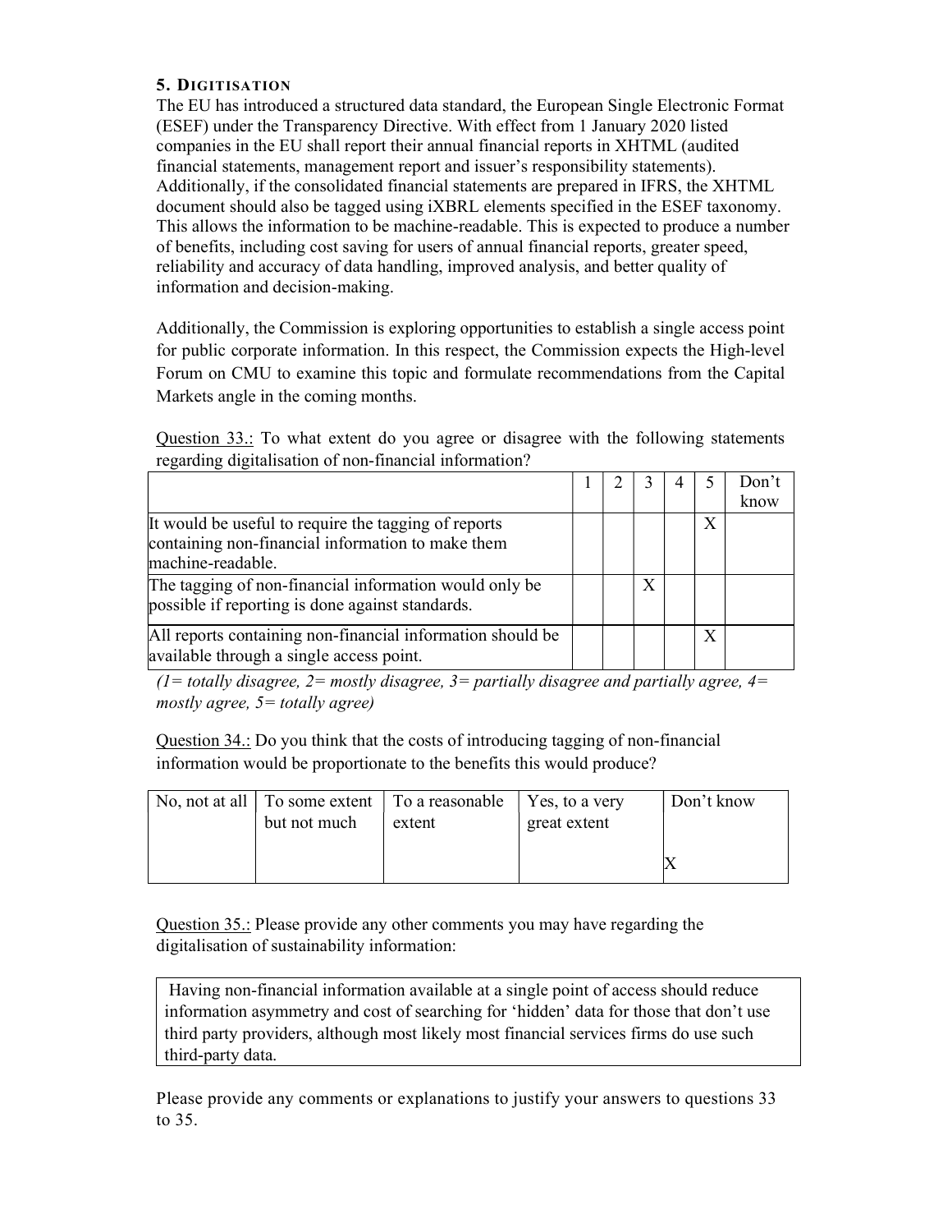### 5. DIGITISATION

The EU has introduced a structured data standard, the European Single Electronic Format (ESEF) under the Transparency Directive. With effect from 1 January 2020 listed companies in the EU shall report their annual financial reports in XHTML (audited financial statements, management report and issuer's responsibility statements). Additionally, if the consolidated financial statements are prepared in IFRS, the XHTML document should also be tagged using iXBRL elements specified in the ESEF taxonomy. This allows the information to be machine-readable. This is expected to produce a number of benefits, including cost saving for users of annual financial reports, greater speed, reliability and accuracy of data handling, improved analysis, and better quality of information and decision-making.

Additionally, the Commission is exploring opportunities to establish a single access point for public corporate information. In this respect, the Commission expects the High-level Forum on CMU to examine this topic and formulate recommendations from the Capital Markets angle in the coming months.

Question 33.: To what extent do you agree or disagree with the following statements regarding digitalisation of non-financial information?

| | 1 | 2 | 3 | 4 | 5 | Don't know |
|---|---|---|---|---|---|---|
| It would be useful to require the tagging of reports containing non-financial information to make them machine-readable. | | | | | X | |
| The tagging of non-financial information would only be possible if reporting is done against standards. | | | X | | | |
| All reports containing non-financial information should be available through a single access point. | | | | | X | |

*(1= totally disagree, 2= mostly disagree, 3= partially disagree and partially agree, 4= mostly agree, 5= totally agree)*

Question 34.: Do you think that the costs of introducing tagging of non-financial information would be proportionate to the benefits this would produce?

| No, not at all | To some extent but not much | To a reasonable extent | Yes, to a very great extent | Don't know |
|---|---|---|---|---|
| | | | | X |

Question 35.: Please provide any other comments you may have regarding the digitalisation of sustainability information:

> Having non-financial information available at a single point of access should reduce information asymmetry and cost of searching for 'hidden' data for those that don't use third party providers, although most likely most financial services firms do use such third-party data.

Please provide any comments or explanations to justify your answers to questions 33 to 35.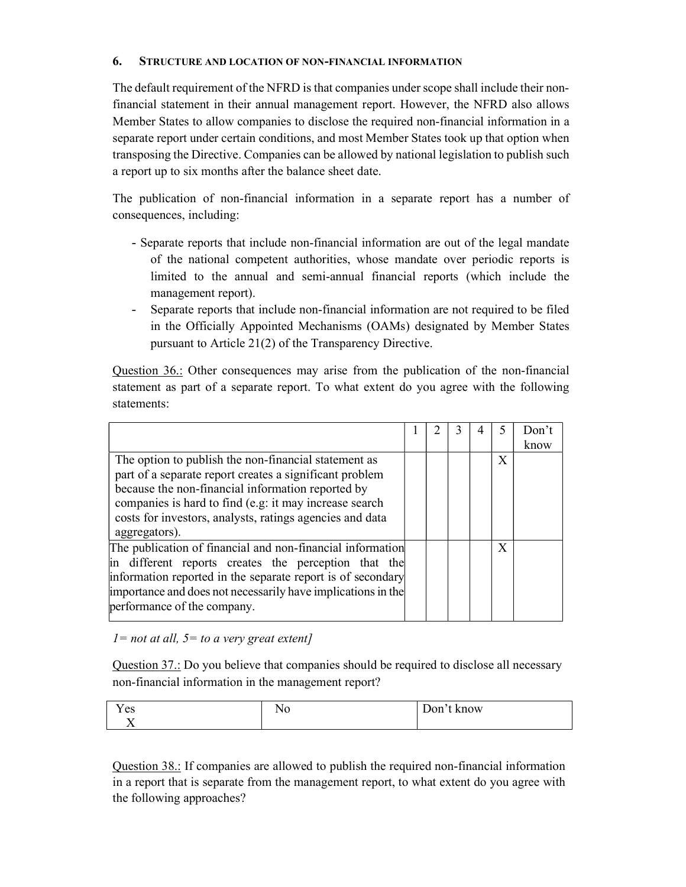## 6. STRUCTURE AND LOCATION OF NON-FINANCIAL INFORMATION

The default requirement of the NFRD is that companies under scope shall include their non-financial statement in their annual management report. However, the NFRD also allows Member States to allow companies to disclose the required non-financial information in a separate report under certain conditions, and most Member States took up that option when transposing the Directive. Companies can be allowed by national legislation to publish such a report up to six months after the balance sheet date.

The publication of non-financial information in a separate report has a number of consequences, including:

- Separate reports that include non-financial information are out of the legal mandate of the national competent authorities, whose mandate over periodic reports is limited to the annual and semi-annual financial reports (which include the management report).
- Separate reports that include non-financial information are not required to be filed in the Officially Appointed Mechanisms (OAMs) designated by Member States pursuant to Article 21(2) of the Transparency Directive.

Question 36.: Other consequences may arise from the publication of the non-financial statement as part of a separate report. To what extent do you agree with the following statements:

| | 1 | 2 | 3 | 4 | 5 | Don't know |
|---|---|---|---|---|---|---|
| The option to publish the non-financial statement as part of a separate report creates a significant problem because the non-financial information reported by companies is hard to find (e.g: it may increase search costs for investors, analysts, ratings agencies and data aggregators). | | | | | X | |
| The publication of financial and non-financial information in different reports creates the perception that the information reported in the separate report is of secondary importance and does not necessarily have implications in the performance of the company. | | | | | X | |

*1= not at all, 5= to a very great extent]*

Question 37.: Do you believe that companies should be required to disclose all necessary non-financial information in the management report?

| Yes | No | Don't know |
|---|---|---|
| X | | |

Question 38.: If companies are allowed to publish the required non-financial information in a report that is separate from the management report, to what extent do you agree with the following approaches?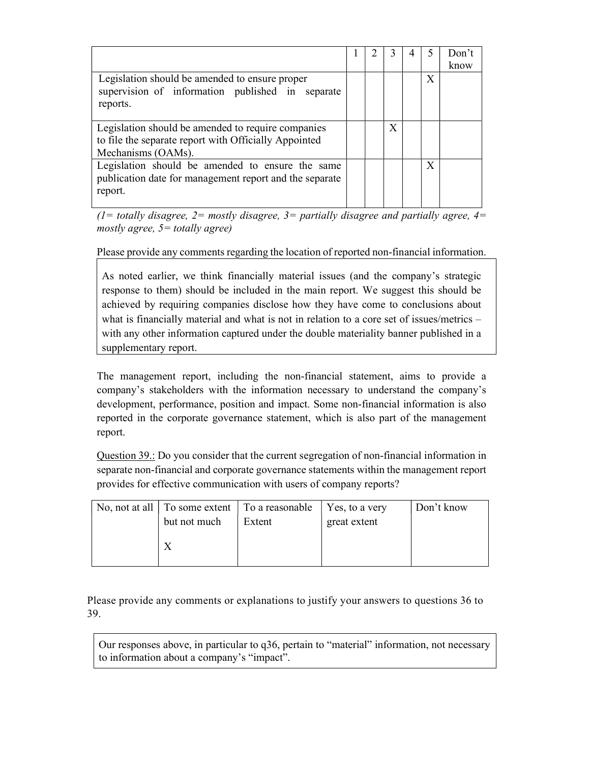| | 1 | 2 | 3 | 4 | 5 | Don't know |
|---|---|---|---|---|---|---|
| Legislation should be amended to ensure proper supervision of information published in separate reports. | | | | | X | |
| Legislation should be amended to require companies to file the separate report with Officially Appointed Mechanisms (OAMs). | | | X | | | |
| Legislation should be amended to ensure the same publication date for management report and the separate report. | | | | | X | |

*(1= totally disagree, 2= mostly disagree, 3= partially disagree and partially agree, 4= mostly agree, 5= totally agree)*

Please provide any comments regarding the location of reported non-financial information.

> As noted earlier, we think financially material issues (and the company's strategic response to them) should be included in the main report. We suggest this should be achieved by requiring companies disclose how they have come to conclusions about what is financially material and what is not in relation to a core set of issues/metrics – with any other information captured under the double materiality banner published in a supplementary report.

The management report, including the non-financial statement, aims to provide a company's stakeholders with the information necessary to understand the company's development, performance, position and impact. Some non-financial information is also reported in the corporate governance statement, which is also part of the management report.

Question 39.: Do you consider that the current segregation of non-financial information in separate non-financial and corporate governance statements within the management report provides for effective communication with users of company reports?

| No, not at all | To some extent but not much | To a reasonable Extent | Yes, to a very great extent | Don't know |
|---|---|---|---|---|
| | X | | | |

Please provide any comments or explanations to justify your answers to questions 36 to 39.

> Our responses above, in particular to q36, pertain to "material" information, not necessary to information about a company's "impact".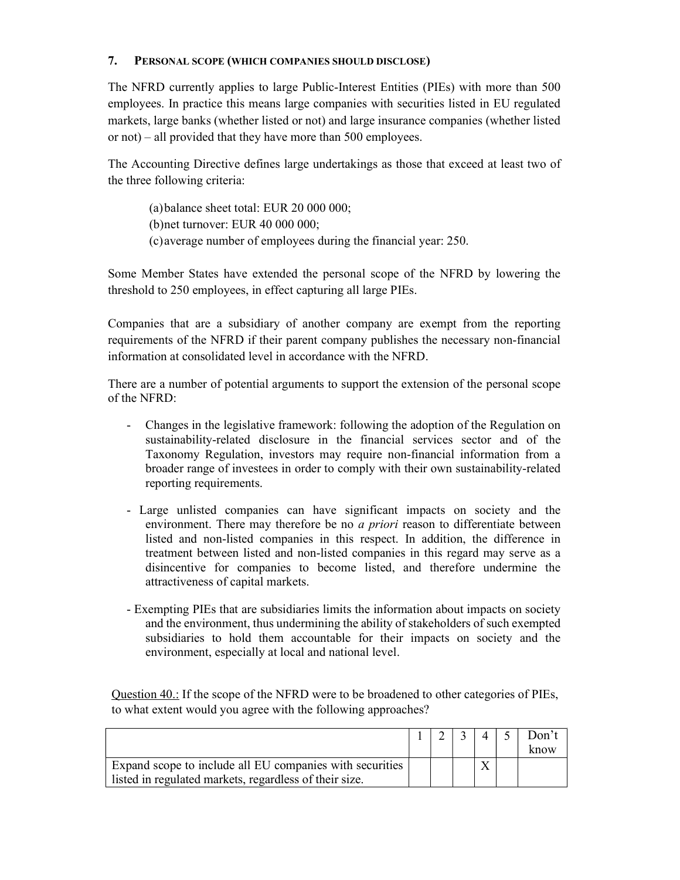## 7. PERSONAL SCOPE (WHICH COMPANIES SHOULD DISCLOSE)

The NFRD currently applies to large Public-Interest Entities (PIEs) with more than 500 employees. In practice this means large companies with securities listed in EU regulated markets, large banks (whether listed or not) and large insurance companies (whether listed or not) – all provided that they have more than 500 employees.

The Accounting Directive defines large undertakings as those that exceed at least two of the three following criteria:

(a) balance sheet total: EUR 20 000 000;
(b) net turnover: EUR 40 000 000;
(c) average number of employees during the financial year: 250.

Some Member States have extended the personal scope of the NFRD by lowering the threshold to 250 employees, in effect capturing all large PIEs.

Companies that are a subsidiary of another company are exempt from the reporting requirements of the NFRD if their parent company publishes the necessary non-financial information at consolidated level in accordance with the NFRD.

There are a number of potential arguments to support the extension of the personal scope of the NFRD:

- Changes in the legislative framework: following the adoption of the Regulation on sustainability-related disclosure in the financial services sector and of the Taxonomy Regulation, investors may require non-financial information from a broader range of investees in order to comply with their own sustainability-related reporting requirements.
- Large unlisted companies can have significant impacts on society and the environment. There may therefore be no *a priori* reason to differentiate between listed and non-listed companies in this respect. In addition, the difference in treatment between listed and non-listed companies in this regard may serve as a disincentive for companies to become listed, and therefore undermine the attractiveness of capital markets.
- Exempting PIEs that are subsidiaries limits the information about impacts on society and the environment, thus undermining the ability of stakeholders of such exempted subsidiaries to hold them accountable for their impacts on society and the environment, especially at local and national level.

Question 40.: If the scope of the NFRD were to be broadened to other categories of PIEs, to what extent would you agree with the following approaches?

| | 1 | 2 | 3 | 4 | 5 | Don't know |
|---|---|---|---|---|---|---|
| Expand scope to include all EU companies with securities listed in regulated markets, regardless of their size. | | | | X | | |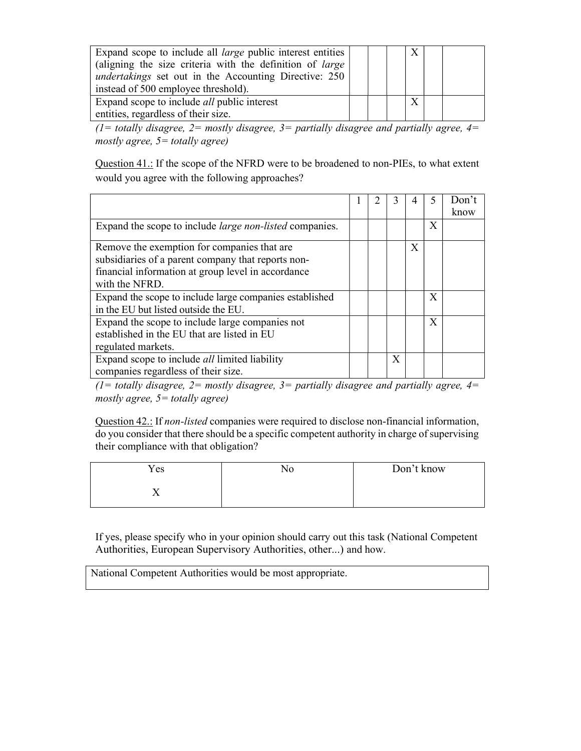| | | | | | | |
|---|---|---|---|---|---|---|
| Expand scope to include all *large* public interest entities (aligning the size criteria with the definition of *large undertakings* set out in the Accounting Directive: 250 instead of 500 employee threshold). | | | | X | | |
| Expand scope to include *all* public interest entities, regardless of their size. | | | | X | | |

*(1= totally disagree, 2= mostly disagree, 3= partially disagree and partially agree, 4= mostly agree, 5= totally agree)*

Question 41.: If the scope of the NFRD were to be broadened to non-PIEs, to what extent would you agree with the following approaches?

| | 1 | 2 | 3 | 4 | 5 | Don't know |
|---|---|---|---|---|---|---|
| Expand the scope to include *large non-listed* companies. | | | | | X | |
| Remove the exemption for companies that are subsidiaries of a parent company that reports non-financial information at group level in accordance with the NFRD. | | | | X | | |
| Expand the scope to include large companies established in the EU but listed outside the EU. | | | | | X | |
| Expand the scope to include large companies not established in the EU that are listed in EU regulated markets. | | | | | X | |
| Expand scope to include *all* limited liability companies regardless of their size. | | | X | | | |

*(1= totally disagree, 2= mostly disagree, 3= partially disagree and partially agree, 4= mostly agree, 5= totally agree)*

Question 42.: If *non-listed* companies were required to disclose non-financial information, do you consider that there should be a specific competent authority in charge of supervising their compliance with that obligation?

| Yes | No | Don't know |
|---|---|---|
| X | | |

If yes, please specify who in your opinion should carry out this task (National Competent Authorities, European Supervisory Authorities, other...) and how.

| National Competent Authorities would be most appropriate. |
|---|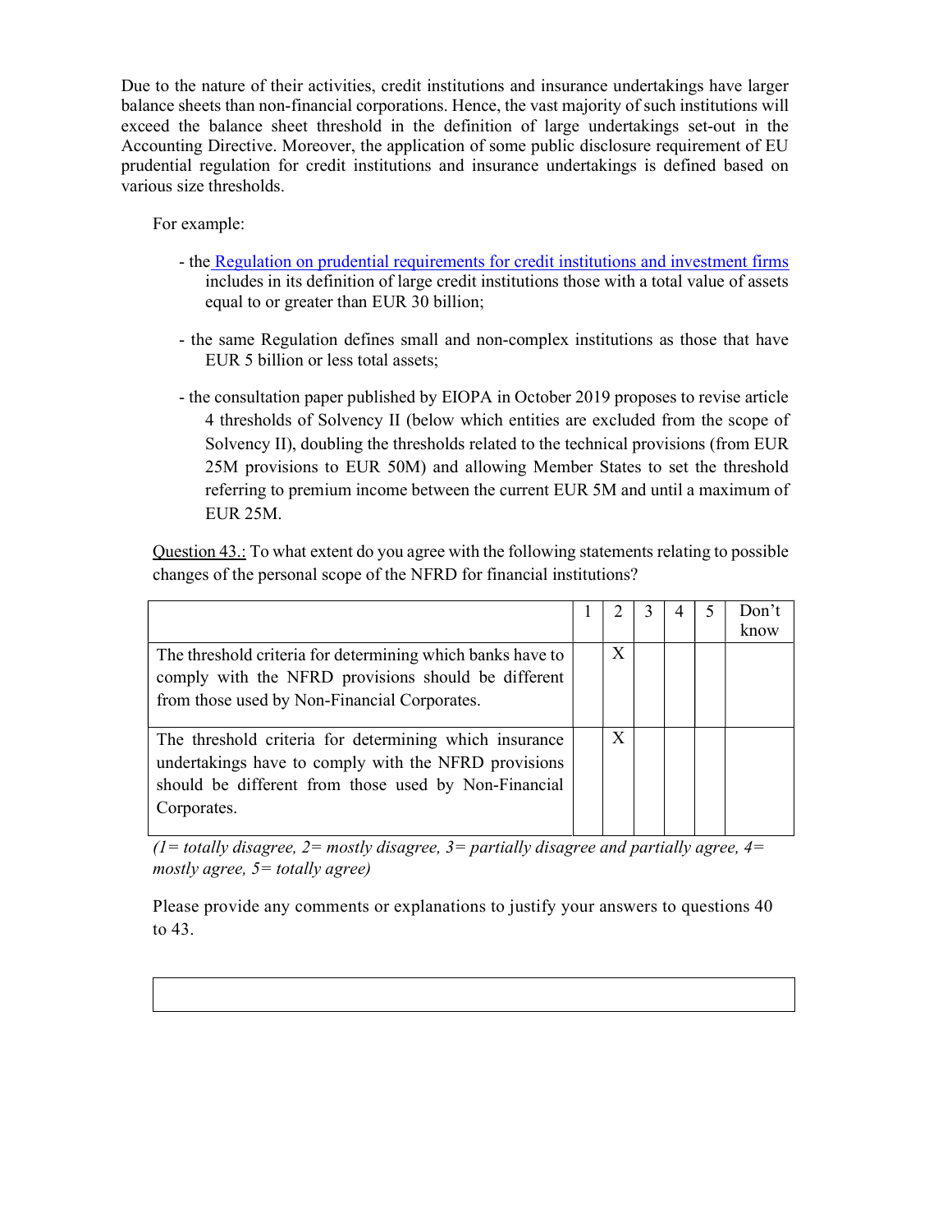Due to the nature of their activities, credit institutions and insurance undertakings have larger balance sheets than non-financial corporations. Hence, the vast majority of such institutions will exceed the balance sheet threshold in the definition of large undertakings set-out in the Accounting Directive. Moreover, the application of some public disclosure requirement of EU prudential regulation for credit institutions and insurance undertakings is defined based on various size thresholds.

For example:

- the Regulation on prudential requirements for credit institutions and investment firms includes in its definition of large credit institutions those with a total value of assets equal to or greater than EUR 30 billion;
- the same Regulation defines small and non-complex institutions as those that have EUR 5 billion or less total assets;
- the consultation paper published by EIOPA in October 2019 proposes to revise article 4 thresholds of Solvency II (below which entities are excluded from the scope of Solvency II), doubling the thresholds related to the technical provisions (from EUR 25M provisions to EUR 50M) and allowing Member States to set the threshold referring to premium income between the current EUR 5M and until a maximum of EUR 25M.

Question 43.: To what extent do you agree with the following statements relating to possible changes of the personal scope of the NFRD for financial institutions?

| | 1 | 2 | 3 | 4 | 5 | Don't know |
|---|---|---|---|---|---|---|
| The threshold criteria for determining which banks have to comply with the NFRD provisions should be different from those used by Non-Financial Corporates. | | X | | | | |
| The threshold criteria for determining which insurance undertakings have to comply with the NFRD provisions should be different from those used by Non-Financial Corporates. | | X | | | | |

*(1= totally disagree, 2= mostly disagree, 3= partially disagree and partially agree, 4= mostly agree, 5= totally agree)*

Please provide any comments or explanations to justify your answers to questions 40 to 43.

| |
|---|
| |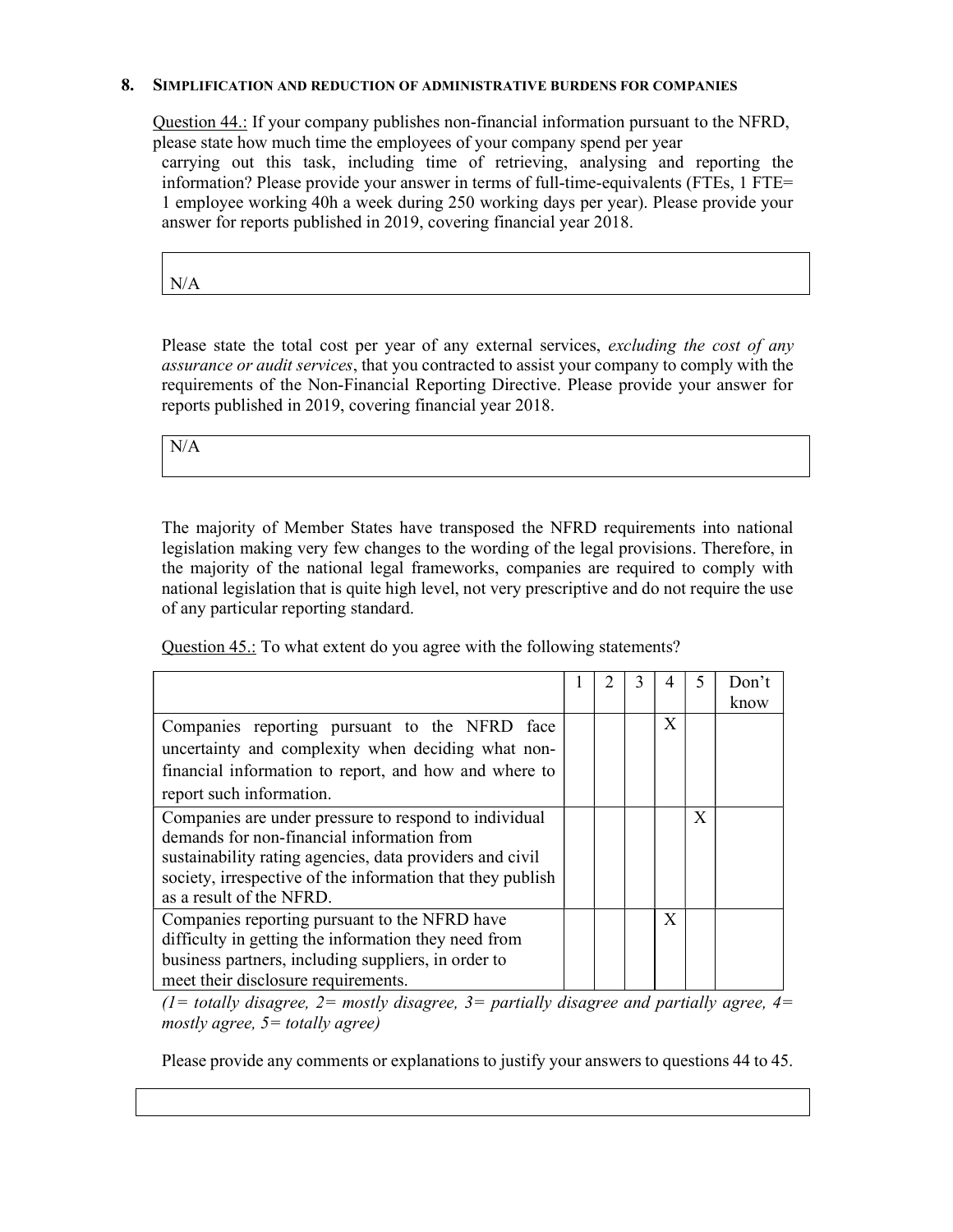## 8. Simplification and reduction of administrative burdens for companies

Question 44.: If your company publishes non-financial information pursuant to the NFRD, please state how much time the employees of your company spend per year carrying out this task, including time of retrieving, analysing and reporting the information? Please provide your answer in terms of full-time-equivalents (FTEs, 1 FTE= 1 employee working 40h a week during 250 working days per year). Please provide your answer for reports published in 2019, covering financial year 2018.

| |
|---|
| N/A |

Please state the total cost per year of any external services, *excluding the cost of any assurance or audit services*, that you contracted to assist your company to comply with the requirements of the Non-Financial Reporting Directive. Please provide your answer for reports published in 2019, covering financial year 2018.

| |
|---|
| N/A |

The majority of Member States have transposed the NFRD requirements into national legislation making very few changes to the wording of the legal provisions. Therefore, in the majority of the national legal frameworks, companies are required to comply with national legislation that is quite high level, not very prescriptive and do not require the use of any particular reporting standard.

Question 45.: To what extent do you agree with the following statements?

| | 1 | 2 | 3 | 4 | 5 | Don't know |
|---|---|---|---|---|---|---|
| Companies reporting pursuant to the NFRD face uncertainty and complexity when deciding what non-financial information to report, and how and where to report such information. | | | | X | | |
| Companies are under pressure to respond to individual demands for non-financial information from sustainability rating agencies, data providers and civil society, irrespective of the information that they publish as a result of the NFRD. | | | | | X | |
| Companies reporting pursuant to the NFRD have difficulty in getting the information they need from business partners, including suppliers, in order to meet their disclosure requirements. | | | | X | | |

*(1= totally disagree, 2= mostly disagree, 3= partially disagree and partially agree, 4= mostly agree, 5= totally agree)*

Please provide any comments or explanations to justify your answers to questions 44 to 45.

| |
|---|
| |